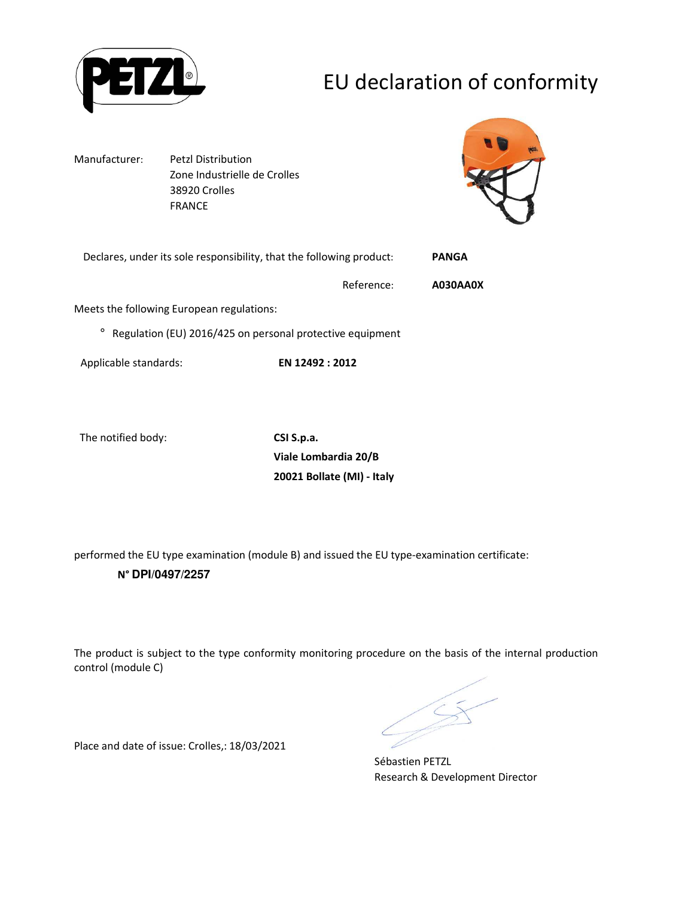# EU declaration of conformity

Manufacturer: Petzl Distribution
Zone Industrielle de Crolles
38920 Crolles
FRANCE

Declares, under its sole responsibility, that the following product: **PANGA**

Reference: **A030AA0X**

Meets the following European regulations:

° Regulation (EU) 2016/425 on personal protective equipment

Applicable standards: **EN 12492 : 2012**

The notified body: **CSI S.p.a.**
**Viale Lombardia 20/B**
**20021 Bollate (MI) - Italy**

performed the EU type examination (module B) and issued the EU type-examination certificate:

**N° DPI/0497/2257**

The product is subject to the type conformity monitoring procedure on the basis of the internal production control (module C)

Place and date of issue: Crolles,: 18/03/2021

Sébastien PETZL
Research & Development Director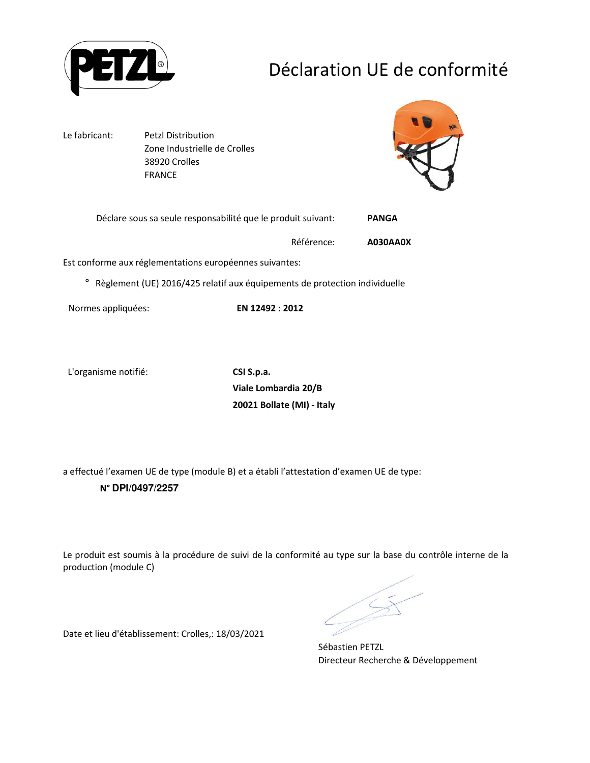PETZL

# Déclaration UE de conformité

Le fabricant: Petzl Distribution
Zone Industrielle de Crolles
38920 Crolles
FRANCE

Déclare sous sa seule responsabilité que le produit suivant: **PANGA**

Référence: **A030AA0X**

Est conforme aux réglementations européennes suivantes:

° Règlement (UE) 2016/425 relatif aux équipements de protection individuelle

Normes appliquées: **EN 12492 : 2012**

L'organisme notifié: **CSI S.p.a.**
**Viale Lombardia 20/B**
**20021 Bollate (MI) - Italy**

a effectué l'examen UE de type (module B) et a établi l'attestation d'examen UE de type:

**N° DPI/0497/2257**

Le produit est soumis à la procédure de suivi de la conformité au type sur la base du contrôle interne de la production (module C)

Date et lieu d'établissement: Crolles,: 18/03/2021

Sébastien PETZL
Directeur Recherche & Développement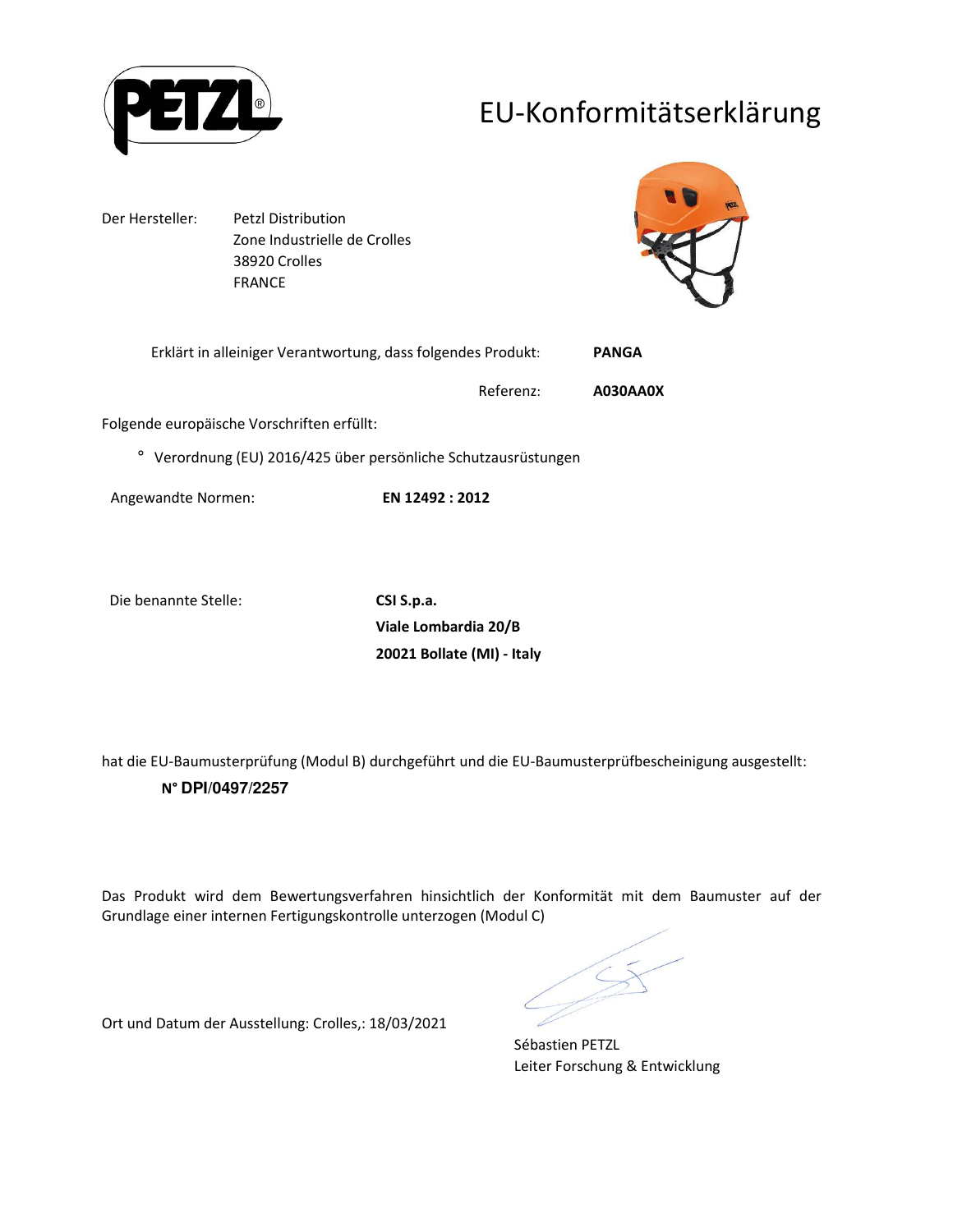# EU-Konformitätserklärung

Der Hersteller: Petzl Distribution
Zone Industrielle de Crolles
38920 Crolles
FRANCE

Erklärt in alleiniger Verantwortung, dass folgendes Produkt: **PANGA**

Referenz: **A030AA0X**

Folgende europäische Vorschriften erfüllt:

° Verordnung (EU) 2016/425 über persönliche Schutzausrüstungen

Angewandte Normen: **EN 12492 : 2012**

Die benannte Stelle: **CSI S.p.a.**
**Viale Lombardia 20/B**
**20021 Bollate (MI) - Italy**

hat die EU-Baumusterprüfung (Modul B) durchgeführt und die EU-Baumusterprüfbescheinigung ausgestellt:

**N° DPI/0497/2257**

Das Produkt wird dem Bewertungsverfahren hinsichtlich der Konformität mit dem Baumuster auf der Grundlage einer internen Fertigungskontrolle unterzogen (Modul C)

Ort und Datum der Ausstellung: Crolles,: 18/03/2021

Sébastien PETZL
Leiter Forschung & Entwicklung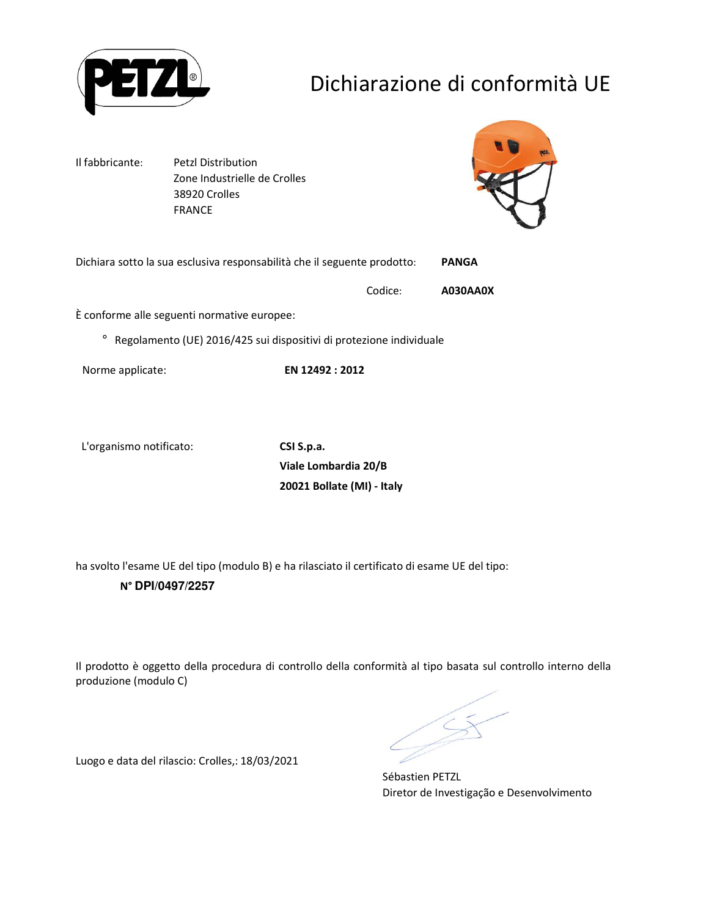# Dichiarazione di conformità UE

Il fabbricante: Petzl Distribution
Zone Industrielle de Crolles
38920 Crolles
FRANCE

Dichiara sotto la sua esclusiva responsabilità che il seguente prodotto: **PANGA**

Codice: **A030AA0X**

È conforme alle seguenti normative europee:

° Regolamento (UE) 2016/425 sui dispositivi di protezione individuale

Norme applicate: **EN 12492 : 2012**

L'organismo notificato: **CSI S.p.a.**
**Viale Lombardia 20/B**
**20021 Bollate (MI) - Italy**

ha svolto l'esame UE del tipo (modulo B) e ha rilasciato il certificato di esame UE del tipo:

**N° DPI/0497/2257**

Il prodotto è oggetto della procedura di controllo della conformità al tipo basata sul controllo interno della produzione (modulo C)

Luogo e data del rilascio: Crolles,: 18/03/2021

Sébastien PETZL
Diretor de Investigação e Desenvolvimento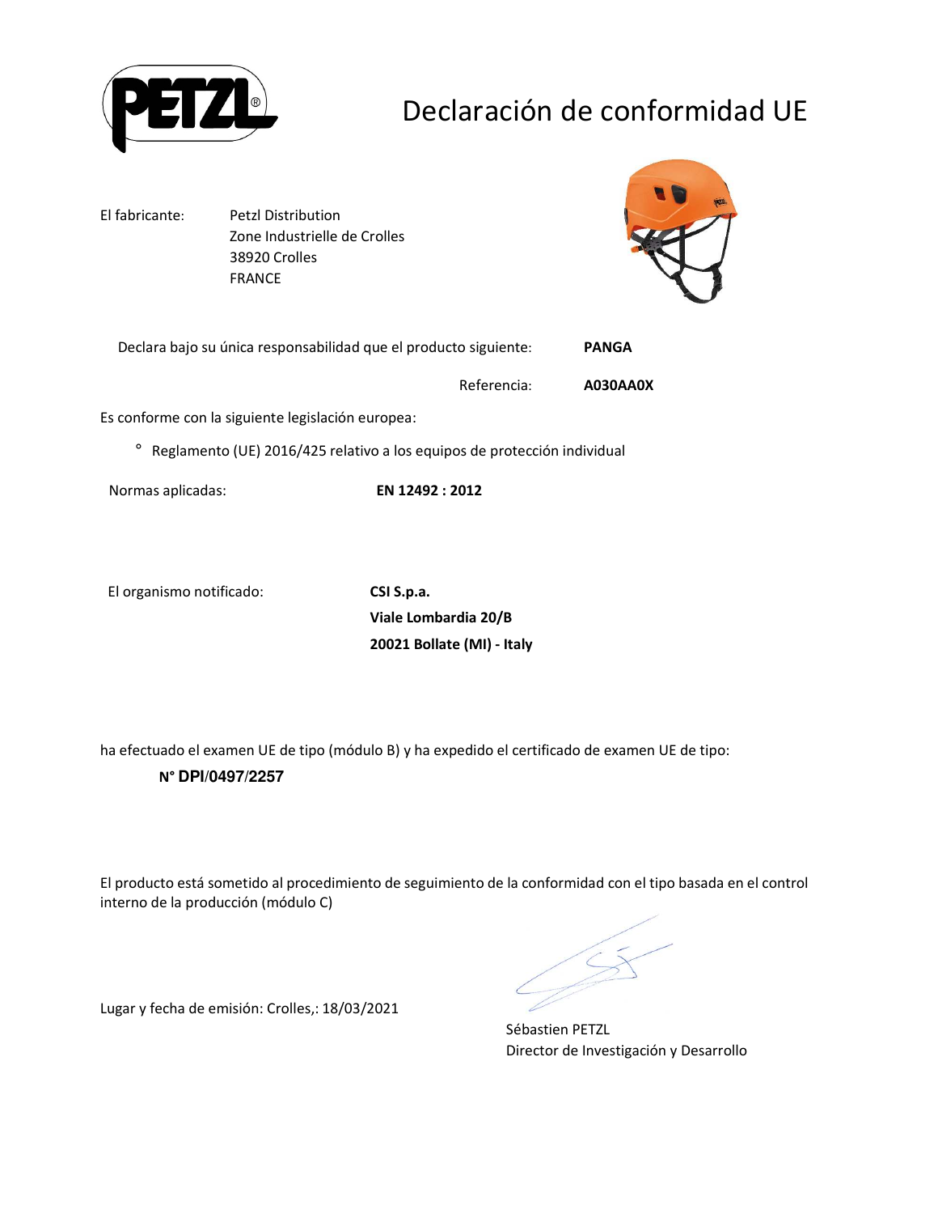# Declaración de conformidad UE

El fabricante: Petzl Distribution
Zone Industrielle de Crolles
38920 Crolles
FRANCE

Declara bajo su única responsabilidad que el producto siguiente: **PANGA**

Referencia: **A030AA0X**

Es conforme con la siguiente legislación europea:

° Reglamento (UE) 2016/425 relativo a los equipos de protección individual

Normas aplicadas: **EN 12492 : 2012**

El organismo notificado: **CSI S.p.a.**
**Viale Lombardia 20/B**
**20021 Bollate (MI) - Italy**

ha efectuado el examen UE de tipo (módulo B) y ha expedido el certificado de examen UE de tipo:

**N° DPI/0497/2257**

El producto está sometido al procedimiento de seguimiento de la conformidad con el tipo basada en el control interno de la producción (módulo C)

Lugar y fecha de emisión: Crolles,: 18/03/2021

Sébastien PETZL
Director de Investigación y Desarrollo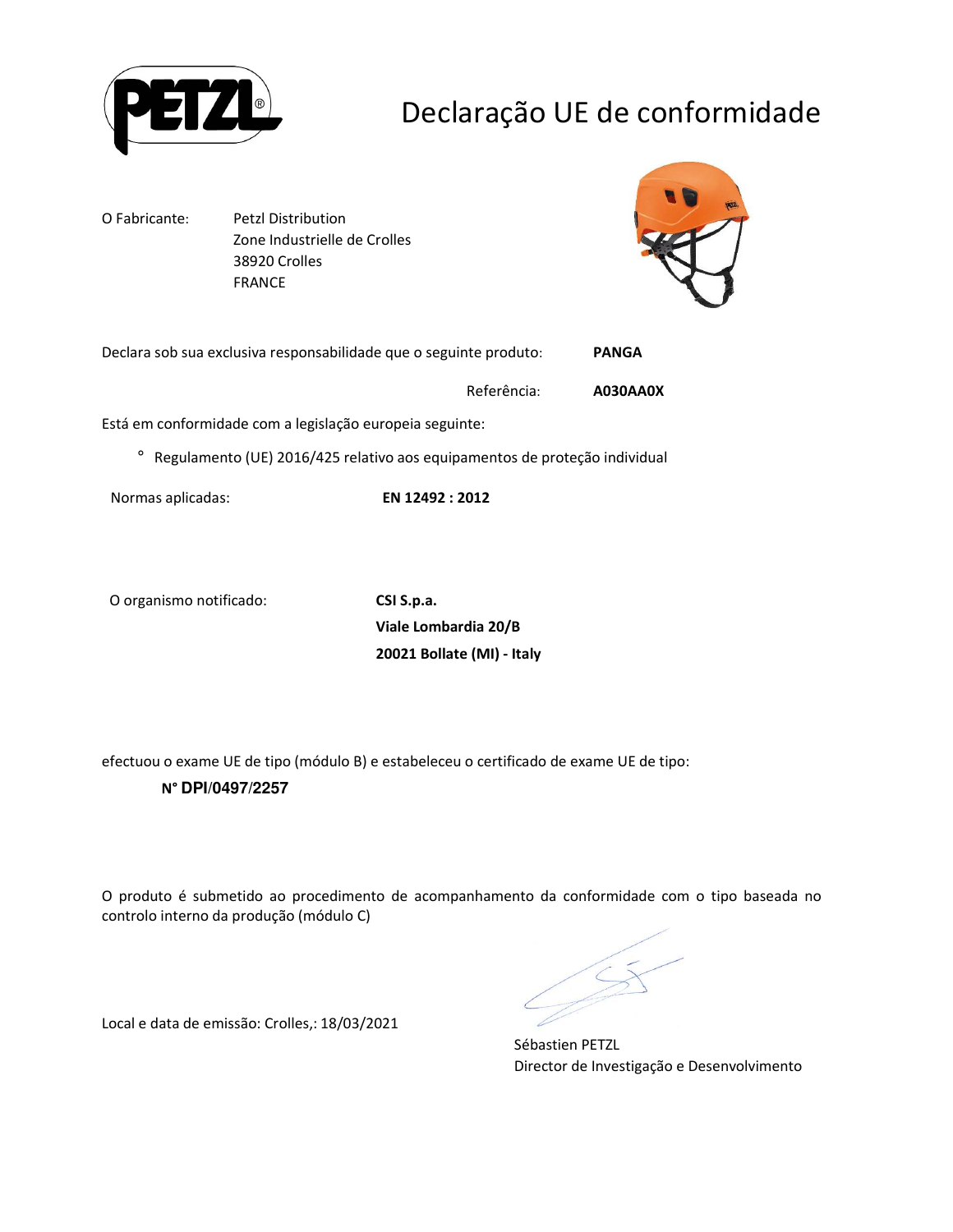# Declaração UE de conformidade

| O Fabricante: | Petzl Distribution<br>Zone Industrielle de Crolles<br>38920 Crolles<br>FRANCE |
|---|---|

Declara sob sua exclusiva responsabilidade que o seguinte produto: **PANGA**

Referência: **A030AA0X**

Está em conformidade com a legislação europeia seguinte:

° Regulamento (UE) 2016/425 relativo aos equipamentos de proteção individual

Normas aplicadas: **EN 12492 : 2012**

O organismo notificado:

**CSI S.p.a.**
**Viale Lombardia 20/B**
**20021 Bollate (MI) - Italy**

efectuou o exame UE de tipo (módulo B) e estabeleceu o certificado de exame UE de tipo:

**N° DPI/0497/2257**

O produto é submetido ao procedimento de acompanhamento da conformidade com o tipo baseada no controlo interno da produção (módulo C)

Local e data de emissão: Crolles,: 18/03/2021

Sébastien PETZL
Director de Investigação e Desenvolvimento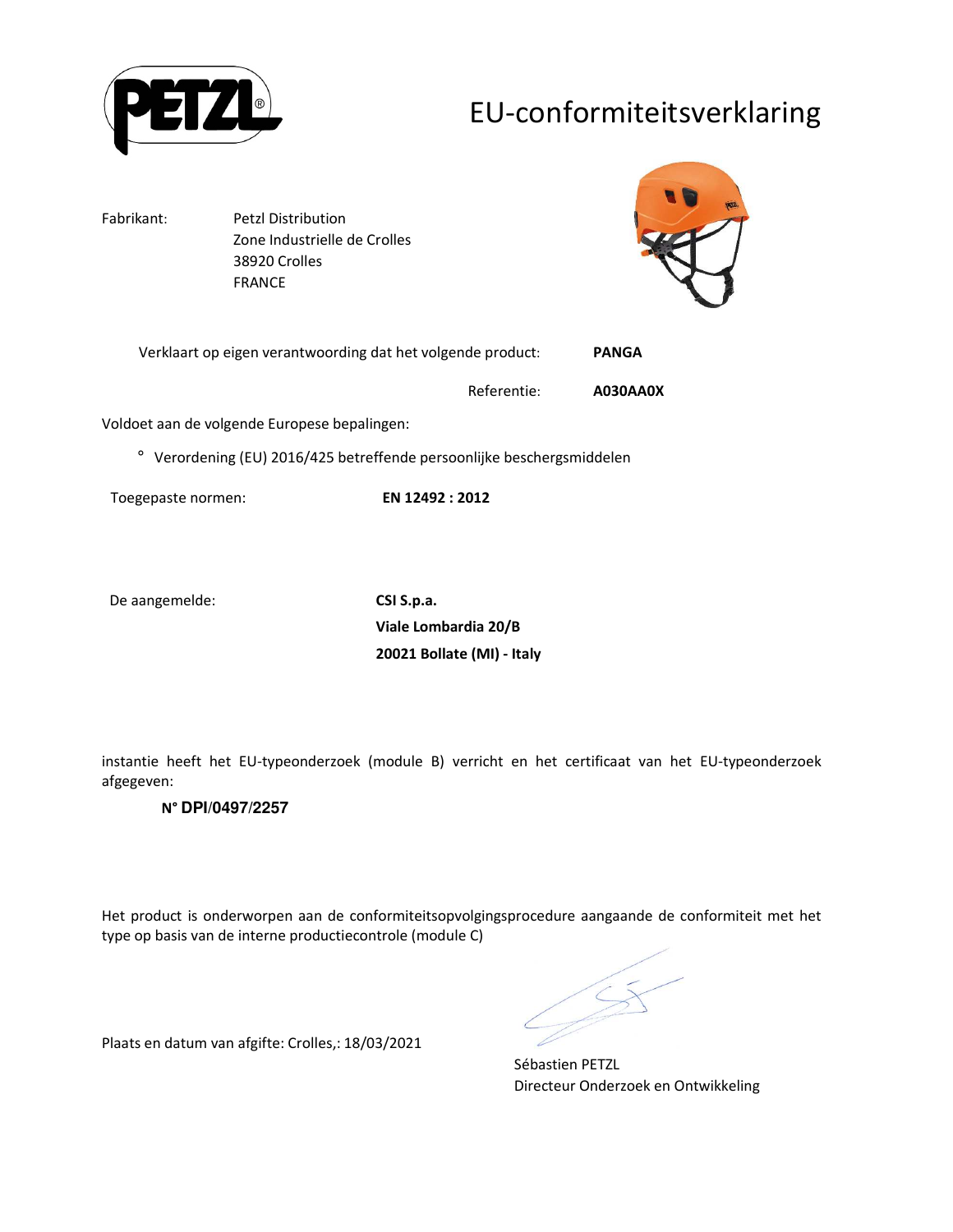PETZL

# EU-conformiteitsverklaring

Fabrikant: Petzl Distribution
Zone Industrielle de Crolles
38920 Crolles
FRANCE

Verklaart op eigen verantwoording dat het volgende product: **PANGA**

Referentie: **A030AA0X**

Voldoet aan de volgende Europese bepalingen:

° Verordening (EU) 2016/425 betreffende persoonlijke beschergsmiddelen

Toegepaste normen: **EN 12492 : 2012**

De aangemelde: **CSI S.p.a.**
**Viale Lombardia 20/B**
**20021 Bollate (MI) - Italy**

instantie heeft het EU-typeonderzoek (module B) verricht en het certificaat van het EU-typeonderzoek afgegeven:

**N° DPI/0497/2257**

Het product is onderworpen aan de conformiteitsopvolgingsprocedure aangaande de conformiteit met het type op basis van de interne productiecontrole (module C)

Plaats en datum van afgifte: Crolles,: 18/03/2021

Sébastien PETZL
Directeur Onderzoek en Ontwikkeling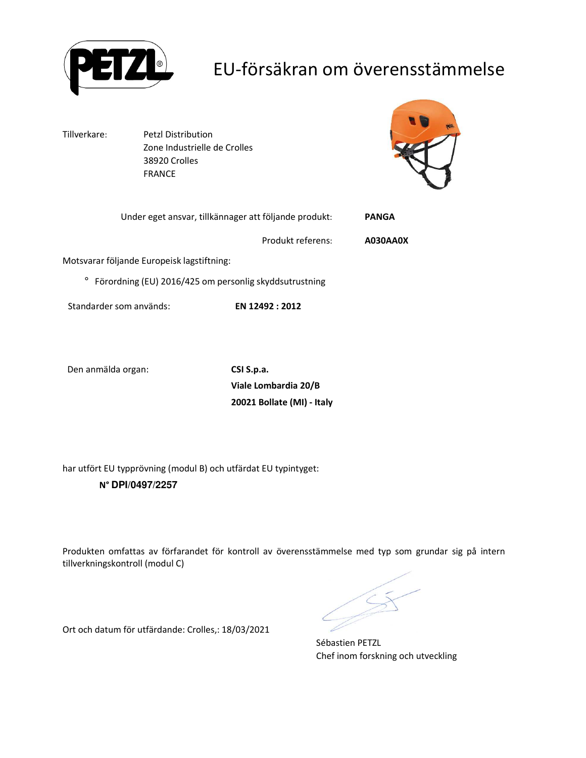# EU-försäkran om överensstämmelse

Tillverkare: Petzl Distribution
Zone Industrielle de Crolles
38920 Crolles
FRANCE

Under eget ansvar, tillkännager att följande produkt: **PANGA**

Produkt referens: **A030AA0X**

Motsvarar följande Europeisk lagstiftning:

° Förordning (EU) 2016/425 om personlig skyddsutrustning

Standarder som används: **EN 12492 : 2012**

Den anmälda organ: **CSI S.p.a.**
**Viale Lombardia 20/B**
**20021 Bollate (MI) - Italy**

har utfört EU typprövning (modul B) och utfärdat EU typintyget:

**N° DPI/0497/2257**

Produkten omfattas av förfarandet för kontroll av överensstämmelse med typ som grundar sig på intern tillverkningskontroll (modul C)

Ort och datum för utfärdande: Crolles,: 18/03/2021

Sébastien PETZL
Chef inom forskning och utveckling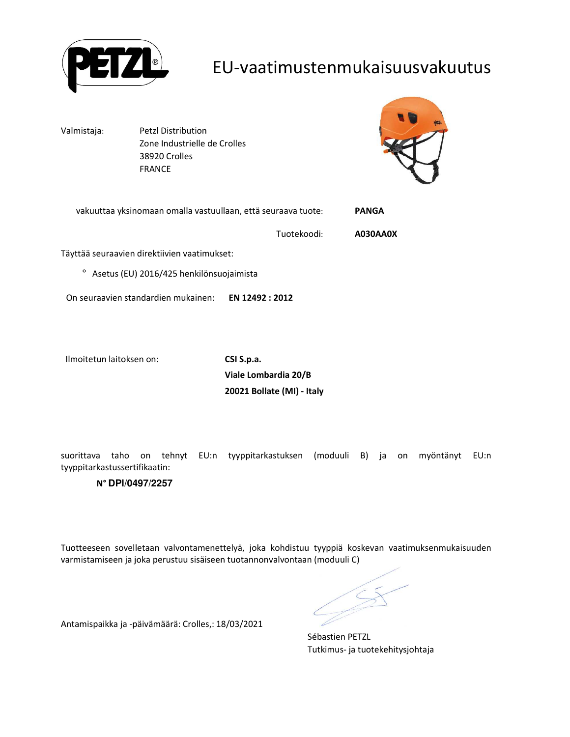# EU-vaatimustenmukaisuusvakuutus

Valmistaja: Petzl Distribution
Zone Industrielle de Crolles
38920 Crolles
FRANCE

vakuuttaa yksinomaan omalla vastuullaan, että seuraava tuote: **PANGA**

Tuotekoodi: **A030AA0X**

Täyttää seuraavien direktiivien vaatimukset:

° Asetus (EU) 2016/425 henkilönsuojaimista

On seuraavien standardien mukainen: **EN 12492 : 2012**

Ilmoitetun laitoksen on: **CSI S.p.a.**
**Viale Lombardia 20/B**
**20021 Bollate (MI) - Italy**

suorittava taho on tehnyt EU:n tyyppitarkastuksen (moduuli B) ja on myöntänyt EU:n tyyppitarkastussertifikaatin:

**N° DPI/0497/2257**

Tuotteeseen sovelletaan valvontamenettelyä, joka kohdistuu tyyppiä koskevan vaatimuksenmukaisuuden varmistamiseen ja joka perustuu sisäiseen tuotannonvalvontaan (moduuli C)

Antamispaikka ja -päivämäärä: Crolles,: 18/03/2021

Sébastien PETZL
Tutkimus- ja tuotekehitysjohtaja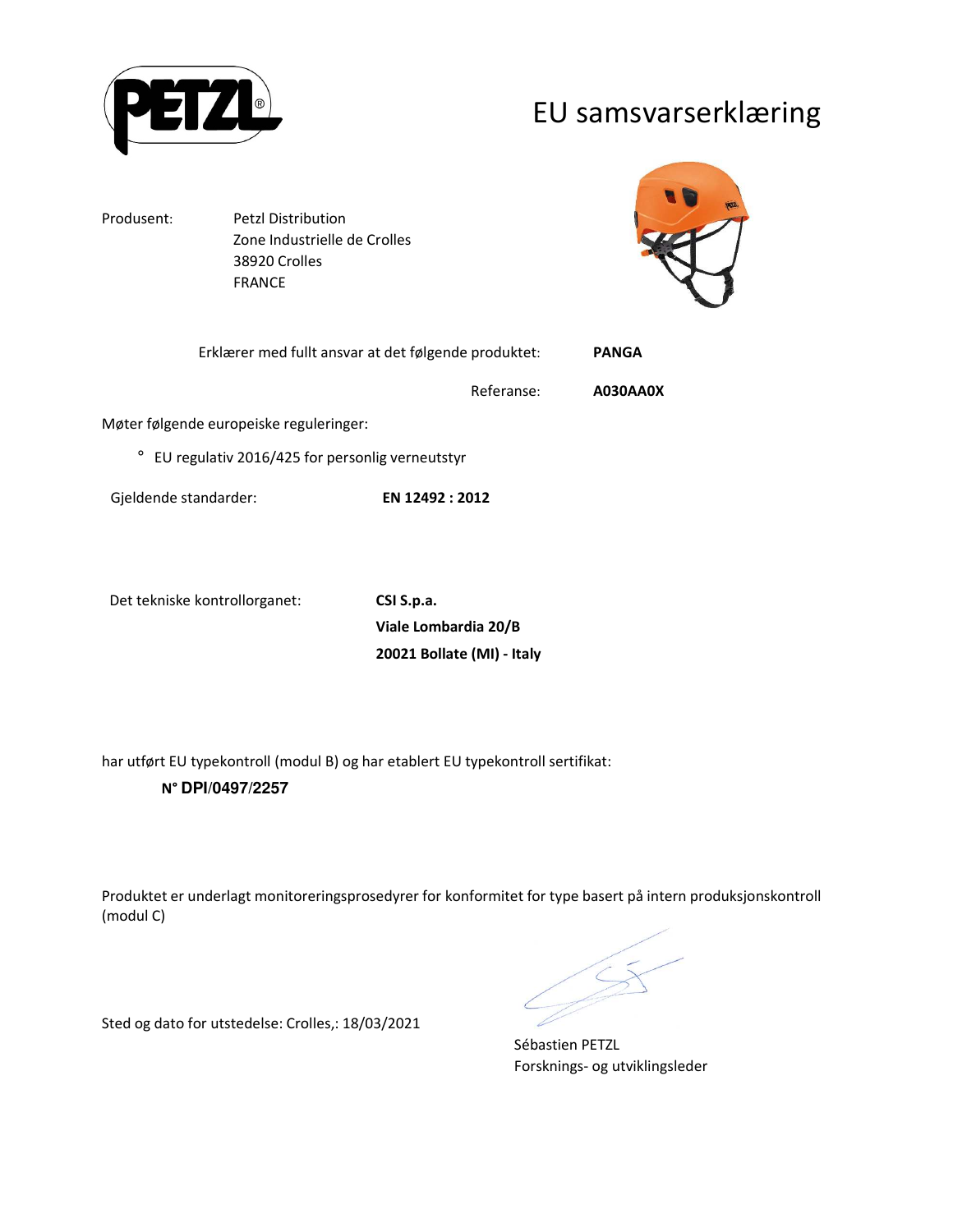PETZL

# EU samsvarserklæring

Produsent: Petzl Distribution
Zone Industrielle de Crolles
38920 Crolles
FRANCE

Erklærer med fullt ansvar at det følgende produktet: **PANGA**

Referanse: **A030AA0X**

Møter følgende europeiske reguleringer:

° EU regulativ 2016/425 for personlig verneutstyr

Gjeldende standarder: **EN 12492 : 2012**

Det tekniske kontrollorganet: **CSI S.p.a.**
**Viale Lombardia 20/B**
**20021 Bollate (MI) - Italy**

har utført EU typekontroll (modul B) og har etablert EU typekontroll sertifikat:

**N° DPI/0497/2257**

Produktet er underlagt monitoreringsprosedyrer for konformitet for type basert på intern produksjonskontroll (modul C)

Sted og dato for utstedelse: Crolles,: 18/03/2021

Sébastien PETZL
Forsknings- og utviklingsleder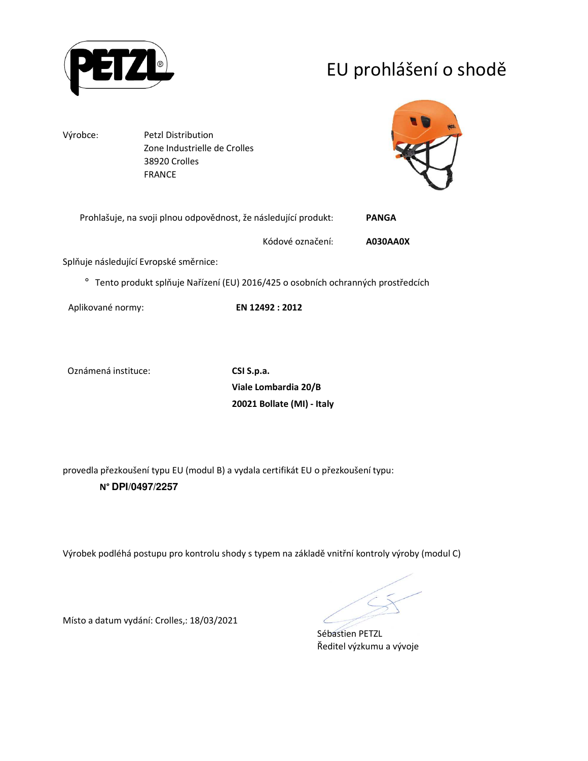# EU prohlášení o shodě

Výrobce: Petzl Distribution
Zone Industrielle de Crolles
38920 Crolles
FRANCE

Prohlašuje, na svoji plnou odpovědnost, že následující produkt: **PANGA**

Kódové označení: **A030AA0X**

Splňuje následující Evropské směrnice:

° Tento produkt splňuje Nařízení (EU) 2016/425 o osobních ochranných prostředcích

Aplikované normy: **EN 12492 : 2012**

Oznámená instituce: **CSI S.p.a.**
**Viale Lombardia 20/B**
**20021 Bollate (MI) - Italy**

provedla přezkoušení typu EU (modul B) a vydala certifikát EU o přezkoušení typu:

**N° DPI/0497/2257**

Výrobek podléhá postupu pro kontrolu shody s typem na základě vnitřní kontroly výroby (modul C)

Místo a datum vydání: Crolles,: 18/03/2021

Sébastien PETZL
Ředitel výzkumu a vývoje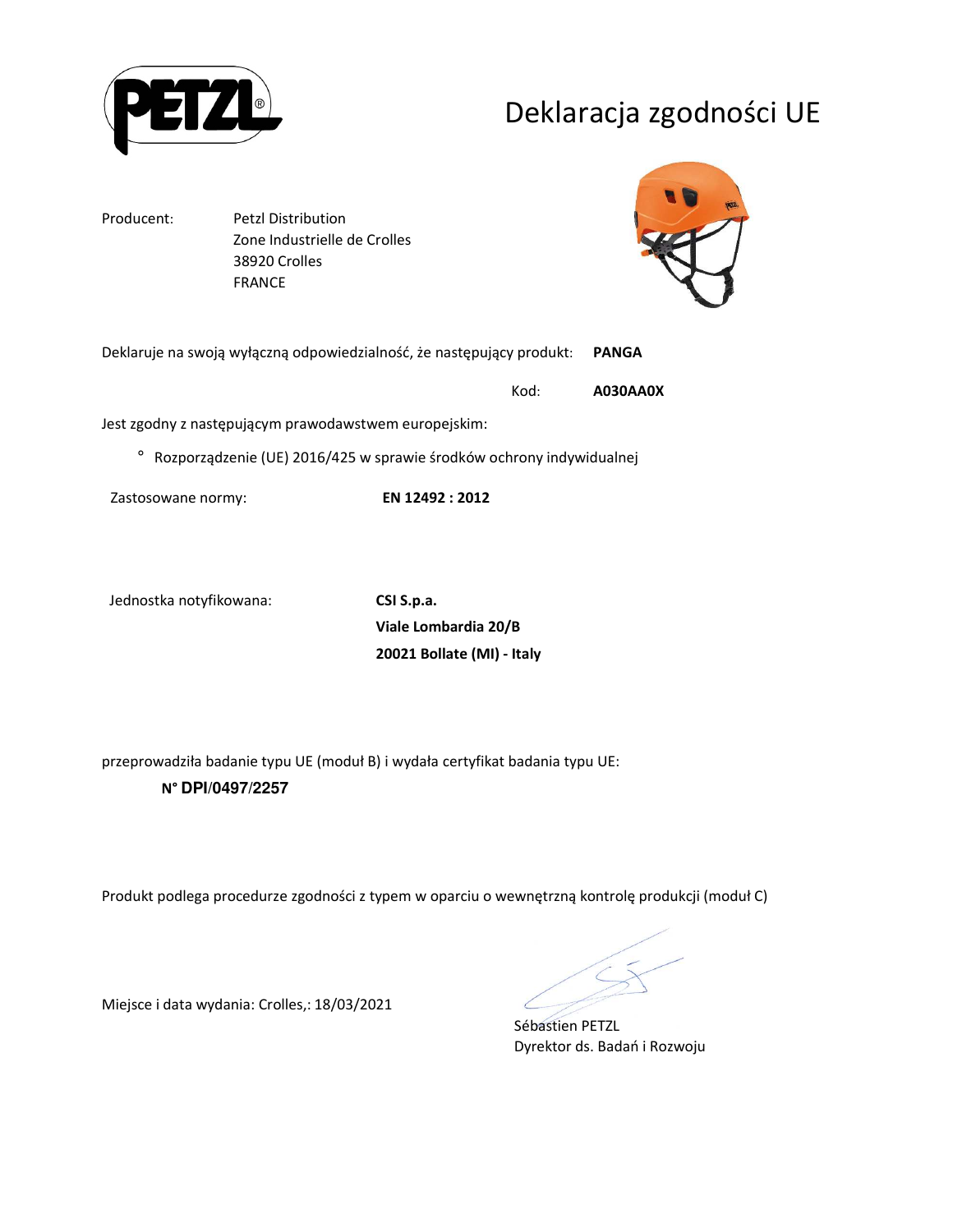PETZL®

# Deklaracja zgodności UE

Producent: Petzl Distribution
Zone Industrielle de Crolles
38920 Crolles
FRANCE

Deklaruje na swoją wyłączną odpowiedzialność, że następujący produkt: **PANGA**

Kod: **A030AA0X**

Jest zgodny z następującym prawodawstwem europejskim:

° Rozporządzenie (UE) 2016/425 w sprawie środków ochrony indywidualnej

Zastosowane normy: **EN 12492 : 2012**

Jednostka notyfikowana: **CSI S.p.a.**
**Viale Lombardia 20/B**
**20021 Bollate (MI) - Italy**

przeprowadziła badanie typu UE (moduł B) i wydała certyfikat badania typu UE:

**N° DPI/0497/2257**

Produkt podlega procedurze zgodności z typem w oparciu o wewnętrzną kontrolę produkcji (moduł C)

Miejsce i data wydania: Crolles,: 18/03/2021

Sébastien PETZL
Dyrektor ds. Badań i Rozwoju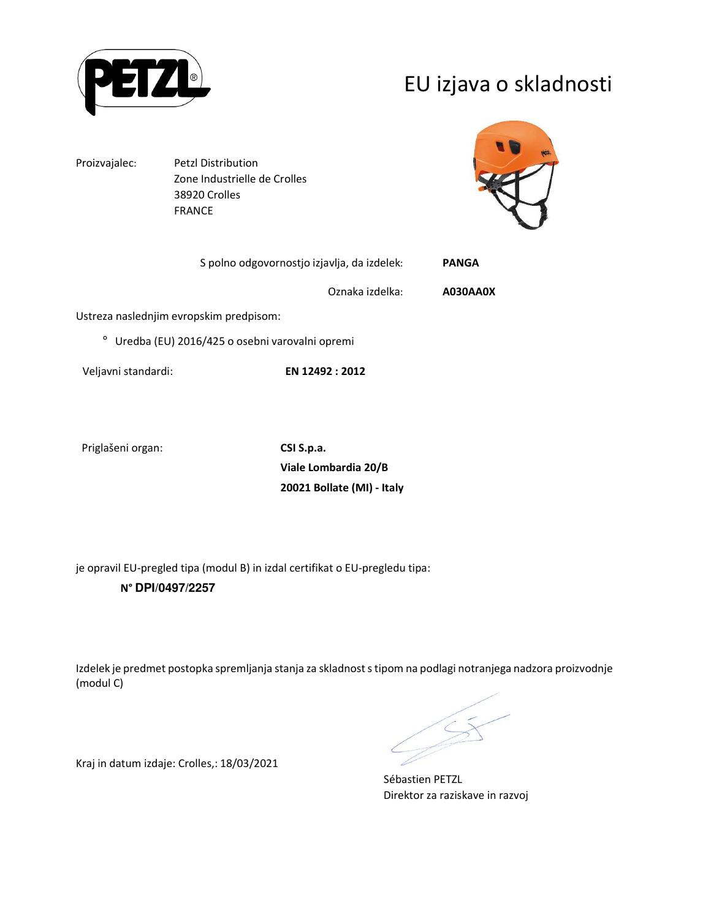# EU izjava o skladnosti

Proizvajalec: Petzl Distribution
Zone Industrielle de Crolles
38920 Crolles
FRANCE

S polno odgovornostjo izjavlja, da izdelek: **PANGA**

Oznaka izdelka: **A030AA0X**

Ustreza naslednjim evropskim predpisom:

° Uredba (EU) 2016/425 o osebni varovalni opremi

Veljavni standardi: **EN 12492 : 2012**

Priglašeni organ: **CSI S.p.a.**
**Viale Lombardia 20/B**
**20021 Bollate (MI) - Italy**

je opravil EU-pregled tipa (modul B) in izdal certifikat o EU-pregledu tipa:

**N° DPI/0497/2257**

Izdelek je predmet postopka spremljanja stanja za skladnost s tipom na podlagi notranjega nadzora proizvodnje (modul C)

Kraj in datum izdaje: Crolles,: 18/03/2021

Sébastien PETZL
Direktor za raziskave in razvoj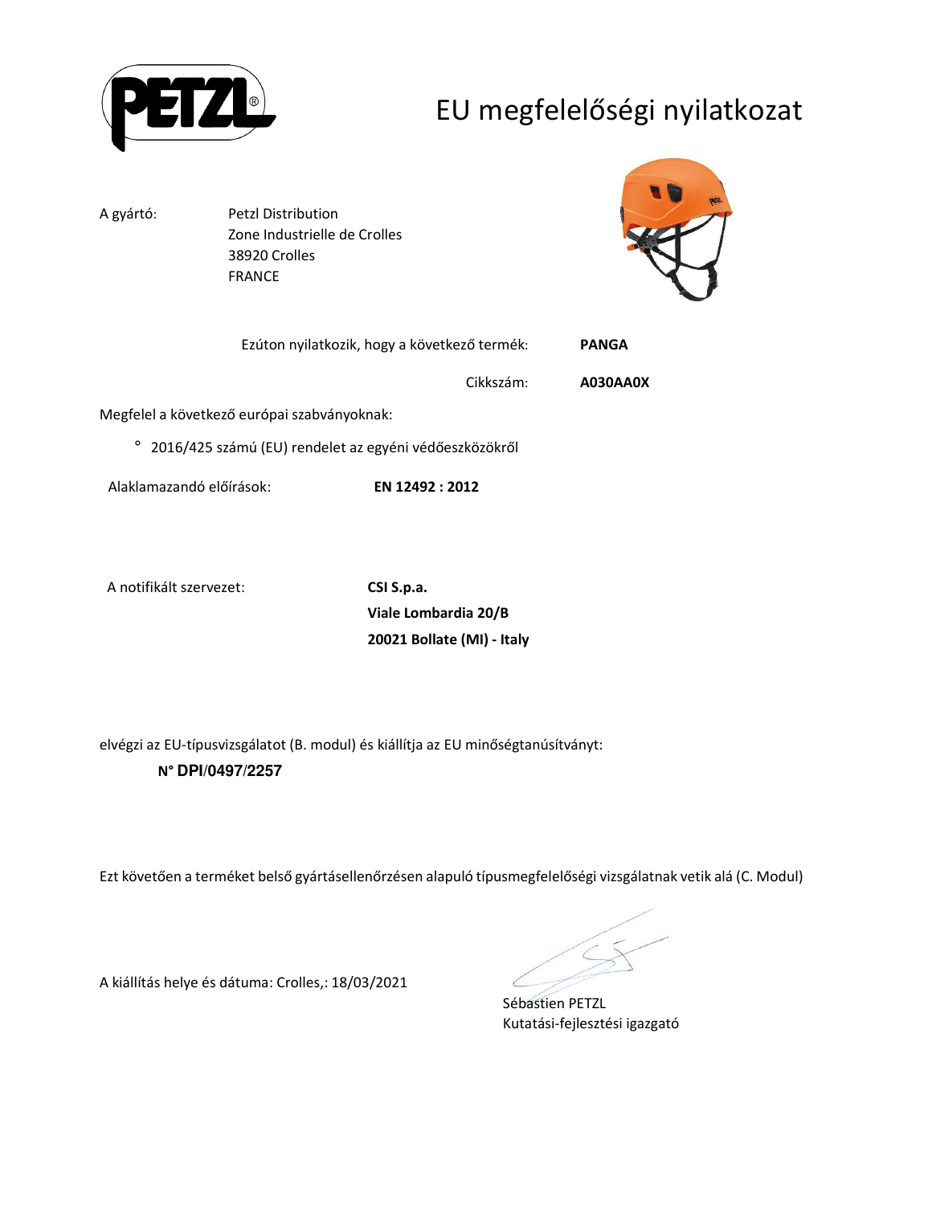# EU megfelelőségi nyilatkozat

A gyártó: Petzl Distribution
Zone Industrielle de Crolles
38920 Crolles
FRANCE

Ezúton nyilatkozik, hogy a következő termék: **PANGA**

Cikkszám: **A030AA0X**

Megfelel a következő európai szabványoknak:

° 2016/425 számú (EU) rendelet az egyéni védőeszközökről

Alaklamazandó előírások: **EN 12492 : 2012**

A notifikált szervezet: **CSI S.p.a.**
**Viale Lombardia 20/B**
**20021 Bollate (MI) - Italy**

elvégzi az EU-típusvizsgálatot (B. modul) és kiállítja az EU minőségtanúsítványt:

**N° DPI/0497/2257**

Ezt követően a terméket belső gyártásellenőrzésen alapuló típusmegfelelőségi vizsgálatnak vetik alá (C. Modul)

A kiállítás helye és dátuma: Crolles,: 18/03/2021

Sébastien PETZL
Kutatási-fejlesztési igazgató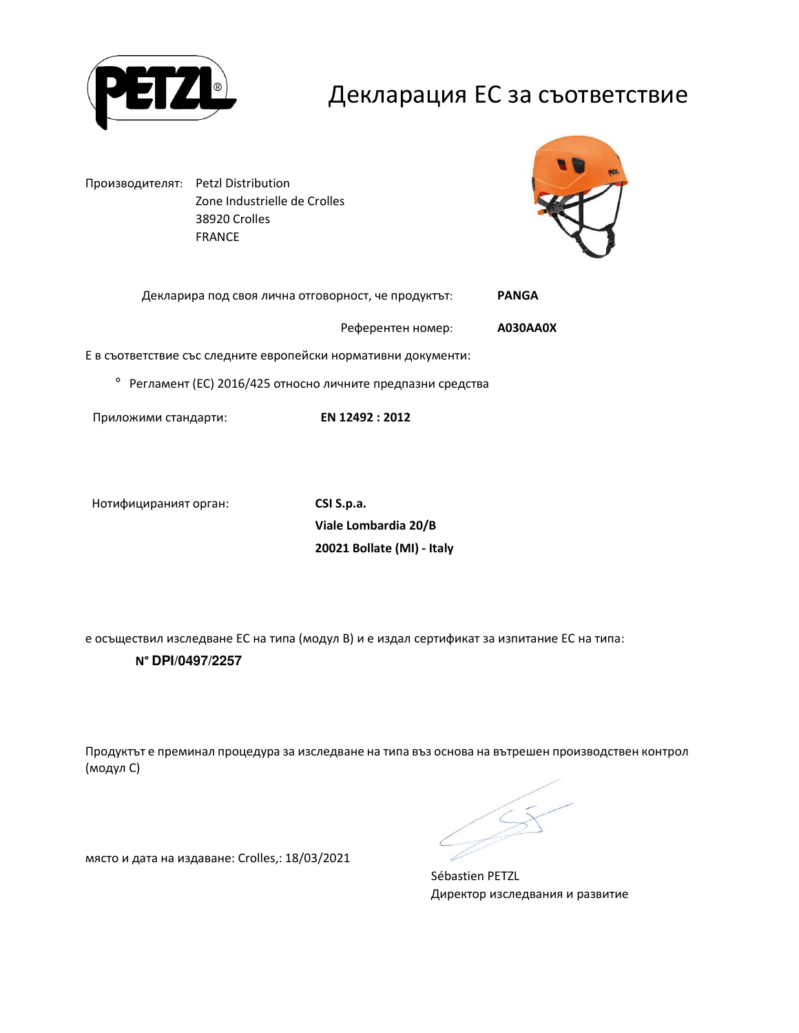# Декларация ЕС за съответствие

Производителят: Petzl Distribution
Zone Industrielle de Crolles
38920 Crolles
FRANCE

Декларира под своя лична отговорност, че продуктът: **PANGA**

Референтен номер: **A030AA0X**

Е в съответствие със следните европейски нормативни документи:

° Регламент (ЕС) 2016/425 относно личните предпазни средства

Приложими стандарти: **EN 12492 : 2012**

Нотифицираният орган: **CSI S.p.a.**
**Viale Lombardia 20/B**
**20021 Bollate (MI) - Italy**

е осъществил изследване ЕС на типа (модул В) и е издал сертификат за изпитание ЕС на типа:

**N° DPI/0497/2257**

Продуктът е преминал процедура за изследване на типа въз основа на вътрешен производствен контрол (модул С)

място и дата на издаване: Crolles,: 18/03/2021

Sébastien PETZL
Директор изследвания и развитие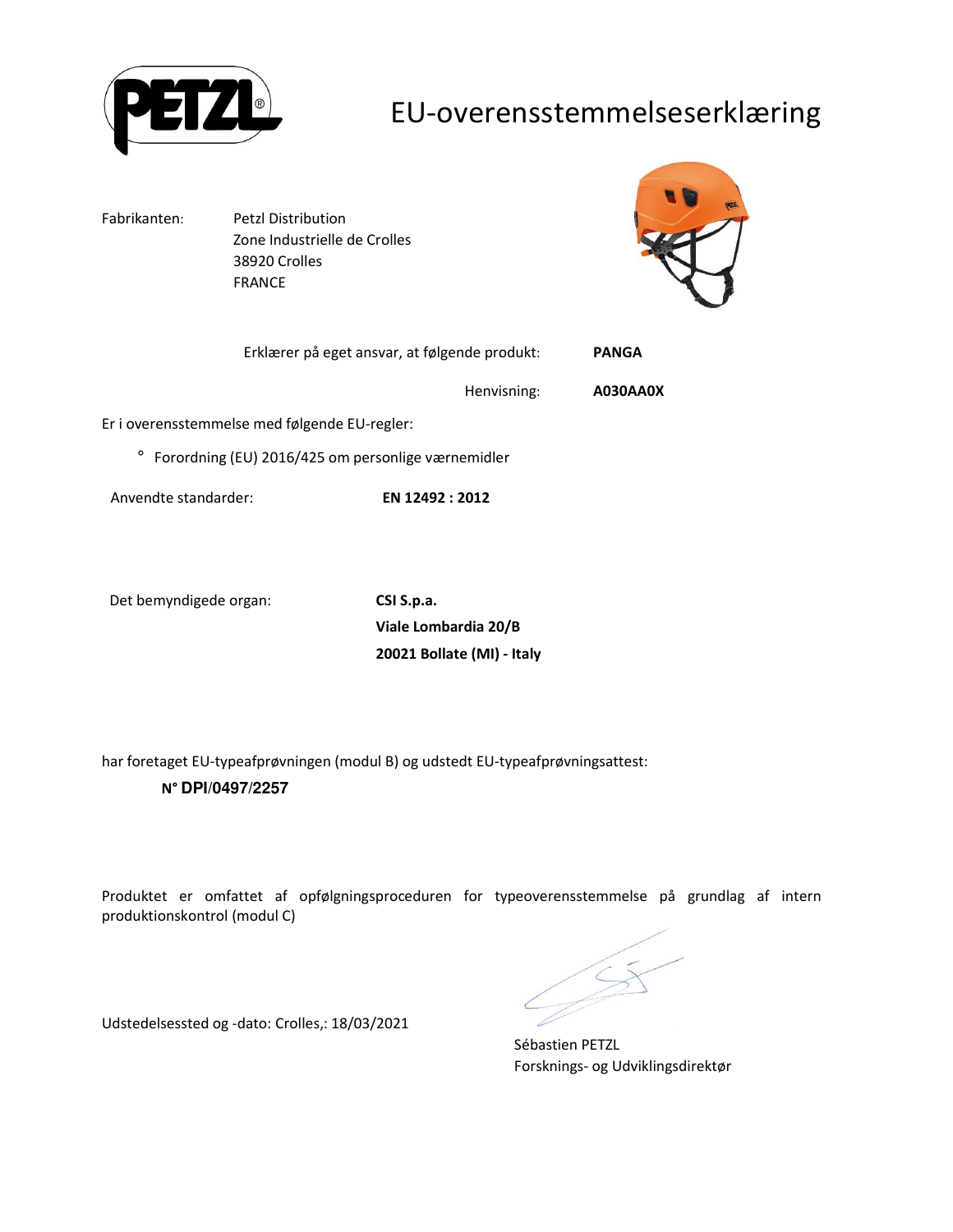# EU-overensstemmelseserklæring

Fabrikanten: Petzl Distribution
Zone Industrielle de Crolles
38920 Crolles
FRANCE

Erklærer på eget ansvar, at følgende produkt: **PANGA**

Henvisning: **A030AA0X**

Er i overensstemmelse med følgende EU-regler:

° Forordning (EU) 2016/425 om personlige værnemidler

Anvendte standarder: **EN 12492 : 2012**

Det bemyndigede organ: **CSI S.p.a.**
**Viale Lombardia 20/B**
**20021 Bollate (MI) - Italy**

har foretaget EU-typeafprøvningen (modul B) og udstedt EU-typeafprøvningsattest:

**N° DPI/0497/2257**

Produktet er omfattet af opfølgningsproceduren for typeoverensstemmelse på grundlag af intern produktionskontrol (modul C)

Udstedelsessted og -dato: Crolles,: 18/03/2021

Sébastien PETZL
Forsknings- og Udviklingsdirektør